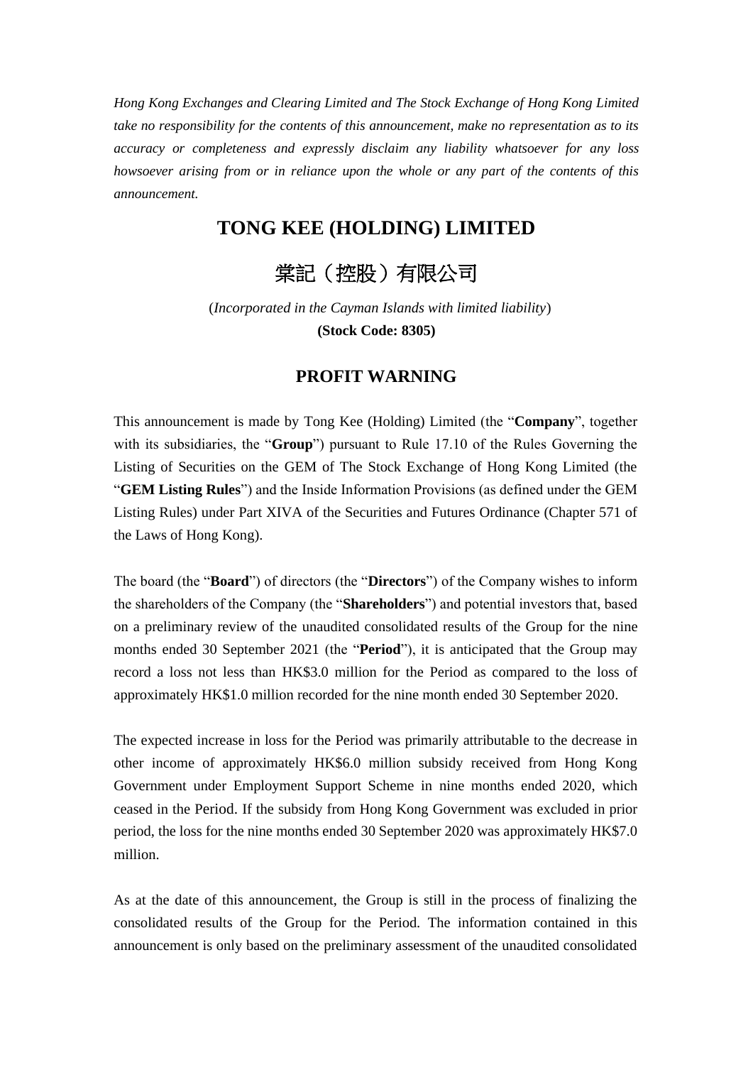*Hong Kong Exchanges and Clearing Limited and The Stock Exchange of Hong Kong Limited take no responsibility for the contents of this announcement, make no representation as to its accuracy or completeness and expressly disclaim any liability whatsoever for any loss howsoever arising from or in reliance upon the whole or any part of the contents of this announcement.*

# TONG KEE (HOLDING) LIMITED

# 棠記（控股）有限公司

(*Incorporated in the Cayman Islands with limited liability*)

**(Stock Code: 8305)**

## PROFIT WARNING

This announcement is made by Tong Kee (Holding) Limited (the "**Company**", together with its subsidiaries, the "**Group**") pursuant to Rule 17.10 of the Rules Governing the Listing of Securities on the GEM of The Stock Exchange of Hong Kong Limited (the "**GEM Listing Rules**") and the Inside Information Provisions (as defined under the GEM Listing Rules) under Part XIVA of the Securities and Futures Ordinance (Chapter 571 of the Laws of Hong Kong).

The board (the "**Board**") of directors (the "**Directors**") of the Company wishes to inform the shareholders of the Company (the "**Shareholders**") and potential investors that, based on a preliminary review of the unaudited consolidated results of the Group for the nine months ended 30 September 2021 (the "**Period**"), it is anticipated that the Group may record a loss not less than HK$3.0 million for the Period as compared to the loss of approximately HK$1.0 million recorded for the nine month ended 30 September 2020.

The expected increase in loss for the Period was primarily attributable to the decrease in other income of approximately HK$6.0 million subsidy received from Hong Kong Government under Employment Support Scheme in nine months ended 2020, which ceased in the Period. If the subsidy from Hong Kong Government was excluded in prior period, the loss for the nine months ended 30 September 2020 was approximately HK$7.0 million.

As at the date of this announcement, the Group is still in the process of finalizing the consolidated results of the Group for the Period. The information contained in this announcement is only based on the preliminary assessment of the unaudited consolidated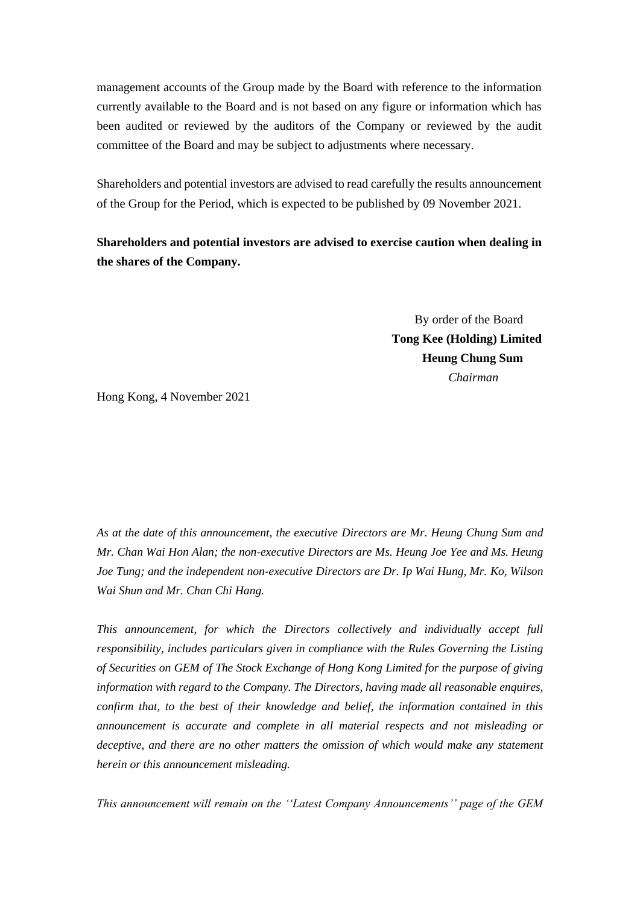management accounts of the Group made by the Board with reference to the information currently available to the Board and is not based on any figure or information which has been audited or reviewed by the auditors of the Company or reviewed by the audit committee of the Board and may be subject to adjustments where necessary.

Shareholders and potential investors are advised to read carefully the results announcement of the Group for the Period, which is expected to be published by 09 November 2021.

**Shareholders and potential investors are advised to exercise caution when dealing in the shares of the Company.**

By order of the Board
**Tong Kee (Holding) Limited**
**Heung Chung Sum**
*Chairman*

Hong Kong, 4 November 2021

*As at the date of this announcement, the executive Directors are Mr. Heung Chung Sum and Mr. Chan Wai Hon Alan; the non-executive Directors are Ms. Heung Joe Yee and Ms. Heung Joe Tung; and the independent non-executive Directors are Dr. Ip Wai Hung, Mr. Ko, Wilson Wai Shun and Mr. Chan Chi Hang.*

*This announcement, for which the Directors collectively and individually accept full responsibility, includes particulars given in compliance with the Rules Governing the Listing of Securities on GEM of The Stock Exchange of Hong Kong Limited for the purpose of giving information with regard to the Company. The Directors, having made all reasonable enquires, confirm that, to the best of their knowledge and belief, the information contained in this announcement is accurate and complete in all material respects and not misleading or deceptive, and there are no other matters the omission of which would make any statement herein or this announcement misleading.*

*This announcement will remain on the ''Latest Company Announcements'' page of the GEM*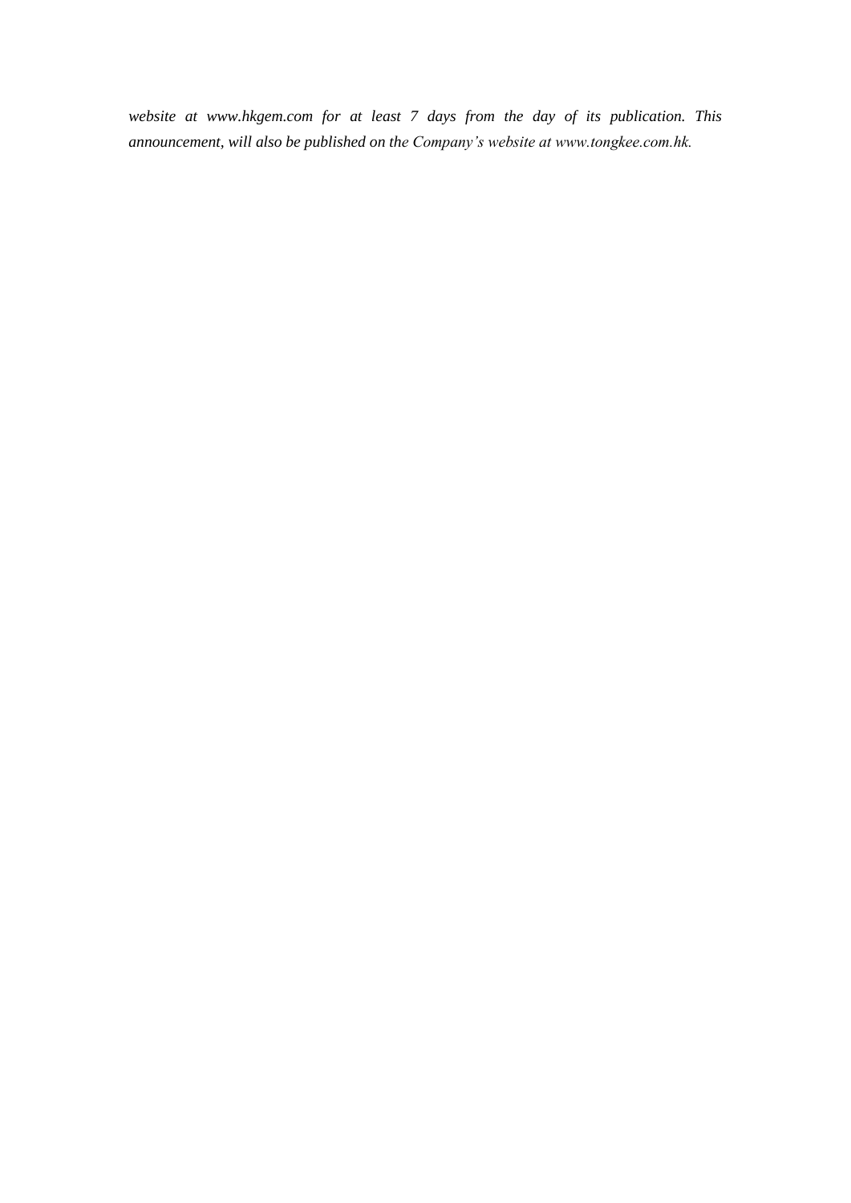*website at www.hkgem.com for at least 7 days from the day of its publication. This announcement, will also be published on the Company's website at www.tongkee.com.hk.*